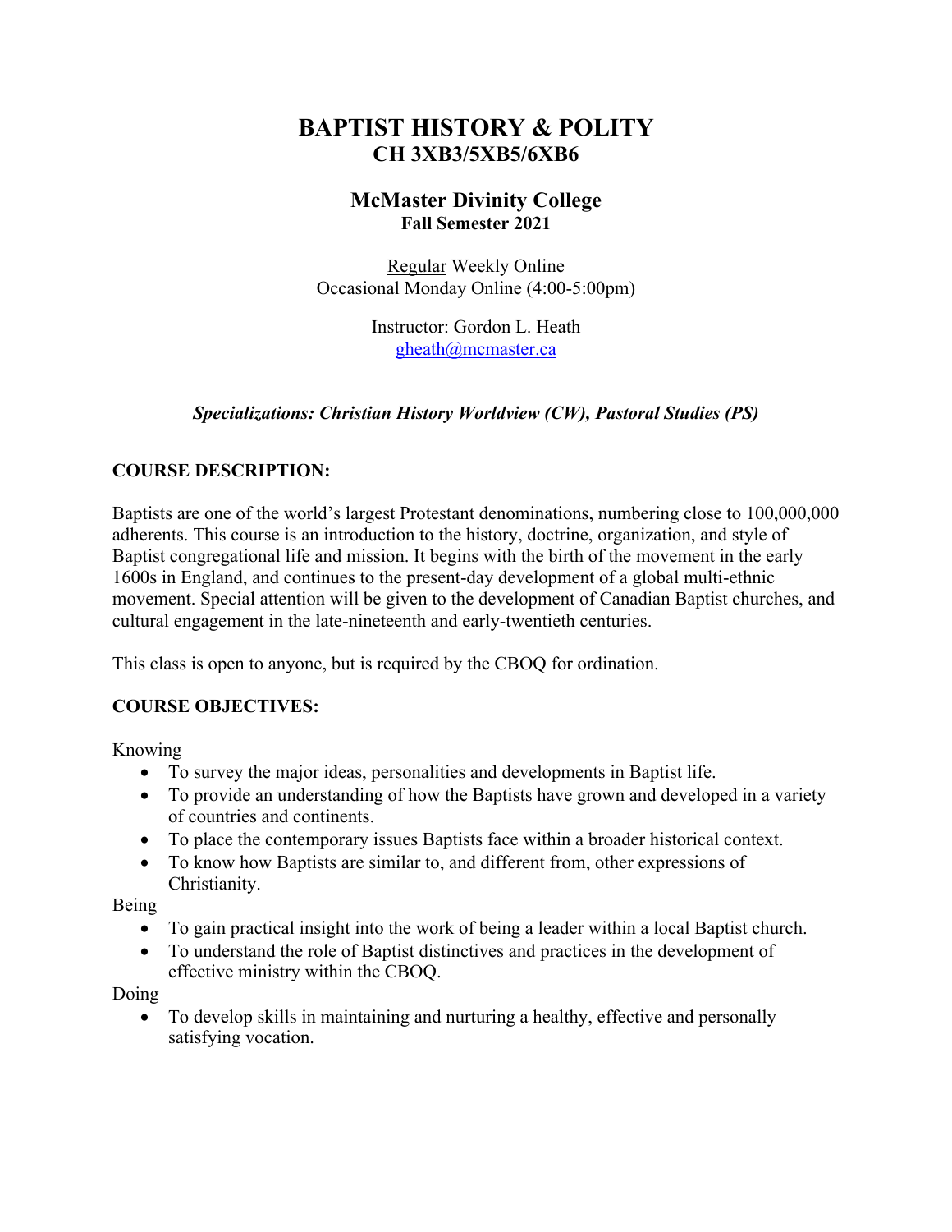# BAPTIST HISTORY & POLITY
## CH 3XB3/5XB5/6XB6

## McMaster Divinity College
**Fall Semester 2021**

Regular Weekly Online
Occasional Monday Online (4:00-5:00pm)

Instructor: Gordon L. Heath
gheath@mcmaster.ca

***Specializations: Christian History Worldview (CW), Pastoral Studies (PS)***

### COURSE DESCRIPTION:

Baptists are one of the world's largest Protestant denominations, numbering close to 100,000,000 adherents. This course is an introduction to the history, doctrine, organization, and style of Baptist congregational life and mission. It begins with the birth of the movement in the early 1600s in England, and continues to the present-day development of a global multi-ethnic movement. Special attention will be given to the development of Canadian Baptist churches, and cultural engagement in the late-nineteenth and early-twentieth centuries.

This class is open to anyone, but is required by the CBOQ for ordination.

### COURSE OBJECTIVES:

Knowing

- To survey the major ideas, personalities and developments in Baptist life.
- To provide an understanding of how the Baptists have grown and developed in a variety of countries and continents.
- To place the contemporary issues Baptists face within a broader historical context.
- To know how Baptists are similar to, and different from, other expressions of Christianity.

Being

- To gain practical insight into the work of being a leader within a local Baptist church.
- To understand the role of Baptist distinctives and practices in the development of effective ministry within the CBOQ.

Doing

- To develop skills in maintaining and nurturing a healthy, effective and personally satisfying vocation.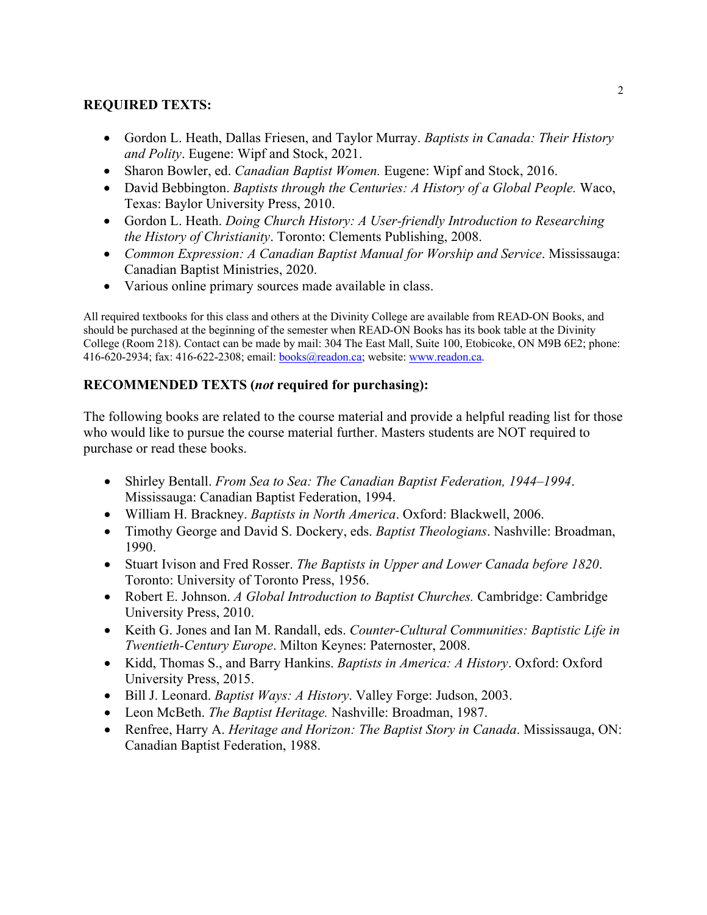**REQUIRED TEXTS:**

- Gordon L. Heath, Dallas Friesen, and Taylor Murray. *Baptists in Canada: Their History and Polity*. Eugene: Wipf and Stock, 2021.
- Sharon Bowler, ed. *Canadian Baptist Women.* Eugene: Wipf and Stock, 2016.
- David Bebbington. *Baptists through the Centuries: A History of a Global People.* Waco, Texas: Baylor University Press, 2010.
- Gordon L. Heath. *Doing Church History: A User-friendly Introduction to Researching the History of Christianity*. Toronto: Clements Publishing, 2008.
- *Common Expression: A Canadian Baptist Manual for Worship and Service*. Mississauga: Canadian Baptist Ministries, 2020.
- Various online primary sources made available in class.

All required textbooks for this class and others at the Divinity College are available from READ-ON Books, and should be purchased at the beginning of the semester when READ-ON Books has its book table at the Divinity College (Room 218). Contact can be made by mail: 304 The East Mall, Suite 100, Etobicoke, ON M9B 6E2; phone: 416-620-2934; fax: 416-622-2308; email: books@readon.ca; website: www.readon.ca.

**RECOMMENDED TEXTS (*not* required for purchasing):**

The following books are related to the course material and provide a helpful reading list for those who would like to pursue the course material further. Masters students are NOT required to purchase or read these books.

- Shirley Bentall. *From Sea to Sea: The Canadian Baptist Federation, 1944–1994*. Mississauga: Canadian Baptist Federation, 1994.
- William H. Brackney. *Baptists in North America*. Oxford: Blackwell, 2006.
- Timothy George and David S. Dockery, eds. *Baptist Theologians*. Nashville: Broadman, 1990.
- Stuart Ivison and Fred Rosser. *The Baptists in Upper and Lower Canada before 1820*. Toronto: University of Toronto Press, 1956.
- Robert E. Johnson. *A Global Introduction to Baptist Churches.* Cambridge: Cambridge University Press, 2010.
- Keith G. Jones and Ian M. Randall, eds. *Counter-Cultural Communities: Baptistic Life in Twentieth-Century Europe*. Milton Keynes: Paternoster, 2008.
- Kidd, Thomas S., and Barry Hankins. *Baptists in America: A History*. Oxford: Oxford University Press, 2015.
- Bill J. Leonard. *Baptist Ways: A History*. Valley Forge: Judson, 2003.
- Leon McBeth. *The Baptist Heritage.* Nashville: Broadman, 1987.
- Renfree, Harry A. *Heritage and Horizon: The Baptist Story in Canada*. Mississauga, ON: Canadian Baptist Federation, 1988.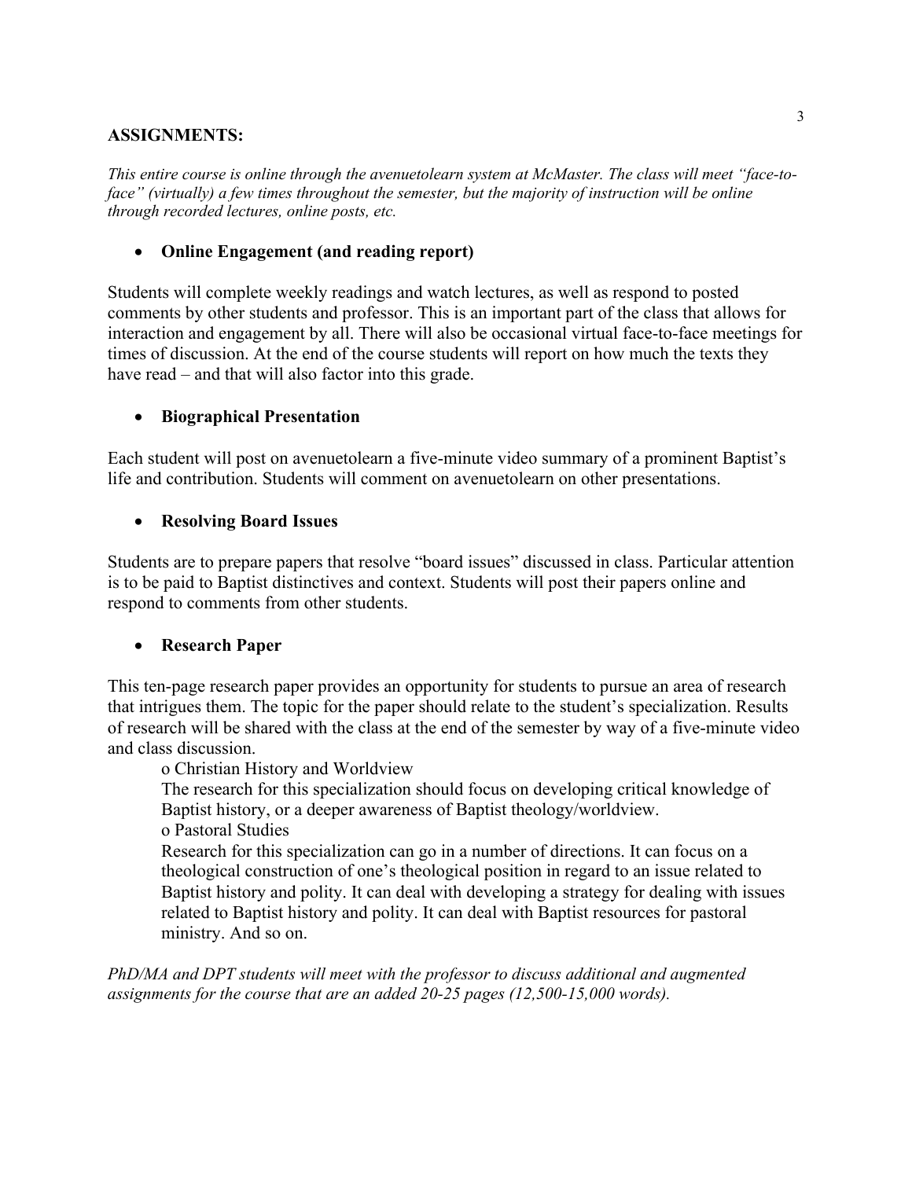**ASSIGNMENTS:**

*This entire course is online through the avenuetolearn system at McMaster. The class will meet "face-to-face" (virtually) a few times throughout the semester, but the majority of instruction will be online through recorded lectures, online posts, etc.*

- **Online Engagement (and reading report)**

Students will complete weekly readings and watch lectures, as well as respond to posted comments by other students and professor. This is an important part of the class that allows for interaction and engagement by all. There will also be occasional virtual face-to-face meetings for times of discussion. At the end of the course students will report on how much the texts they have read – and that will also factor into this grade.

- **Biographical Presentation**

Each student will post on avenuetolearn a five-minute video summary of a prominent Baptist's life and contribution. Students will comment on avenuetolearn on other presentations.

- **Resolving Board Issues**

Students are to prepare papers that resolve "board issues" discussed in class. Particular attention is to be paid to Baptist distinctives and context. Students will post their papers online and respond to comments from other students.

- **Research Paper**

This ten-page research paper provides an opportunity for students to pursue an area of research that intrigues them. The topic for the paper should relate to the student's specialization. Results of research will be shared with the class at the end of the semester by way of a five-minute video and class discussion.

- Christian History and Worldview

  The research for this specialization should focus on developing critical knowledge of Baptist history, or a deeper awareness of Baptist theology/worldview.

- Pastoral Studies

  Research for this specialization can go in a number of directions. It can focus on a theological construction of one's theological position in regard to an issue related to Baptist history and polity. It can deal with developing a strategy for dealing with issues related to Baptist history and polity. It can deal with Baptist resources for pastoral ministry. And so on.

*PhD/MA and DPT students will meet with the professor to discuss additional and augmented assignments for the course that are an added 20-25 pages (12,500-15,000 words).*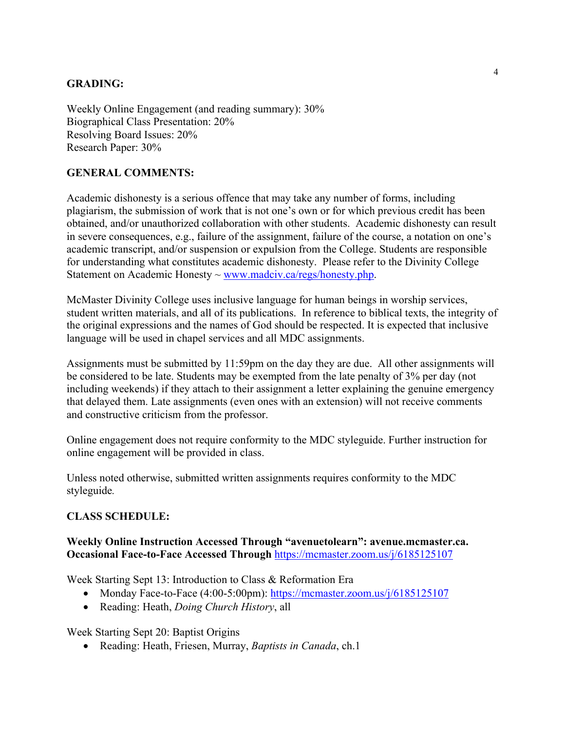**GRADING:**

Weekly Online Engagement (and reading summary): 30%
Biographical Class Presentation: 20%
Resolving Board Issues: 20%
Research Paper: 30%

**GENERAL COMMENTS:**

Academic dishonesty is a serious offence that may take any number of forms, including plagiarism, the submission of work that is not one's own or for which previous credit has been obtained, and/or unauthorized collaboration with other students. Academic dishonesty can result in severe consequences, e.g., failure of the assignment, failure of the course, a notation on one's academic transcript, and/or suspension or expulsion from the College. Students are responsible for understanding what constitutes academic dishonesty. Please refer to the Divinity College Statement on Academic Honesty ~ [www.madciv.ca/regs/honesty.php](www.madciv.ca/regs/honesty.php).

McMaster Divinity College uses inclusive language for human beings in worship services, student written materials, and all of its publications. In reference to biblical texts, the integrity of the original expressions and the names of God should be respected. It is expected that inclusive language will be used in chapel services and all MDC assignments.

Assignments must be submitted by 11:59pm on the day they are due. All other assignments will be considered to be late. Students may be exempted from the late penalty of 3% per day (not including weekends) if they attach to their assignment a letter explaining the genuine emergency that delayed them. Late assignments (even ones with an extension) will not receive comments and constructive criticism from the professor.

Online engagement does not require conformity to the MDC styleguide. Further instruction for online engagement will be provided in class.

Unless noted otherwise, submitted written assignments requires conformity to the MDC styleguide.

**CLASS SCHEDULE:**

**Weekly Online Instruction Accessed Through "avenuetolearn": avenue.mcmaster.ca.**
**Occasional Face-to-Face Accessed Through** [https://mcmaster.zoom.us/j/6185125107](https://mcmaster.zoom.us/j/6185125107)

Week Starting Sept 13: Introduction to Class & Reformation Era

- Monday Face-to-Face (4:00-5:00pm): [https://mcmaster.zoom.us/j/6185125107](https://mcmaster.zoom.us/j/6185125107)
- Reading: Heath, *Doing Church History*, all

Week Starting Sept 20: Baptist Origins

- Reading: Heath, Friesen, Murray, *Baptists in Canada*, ch.1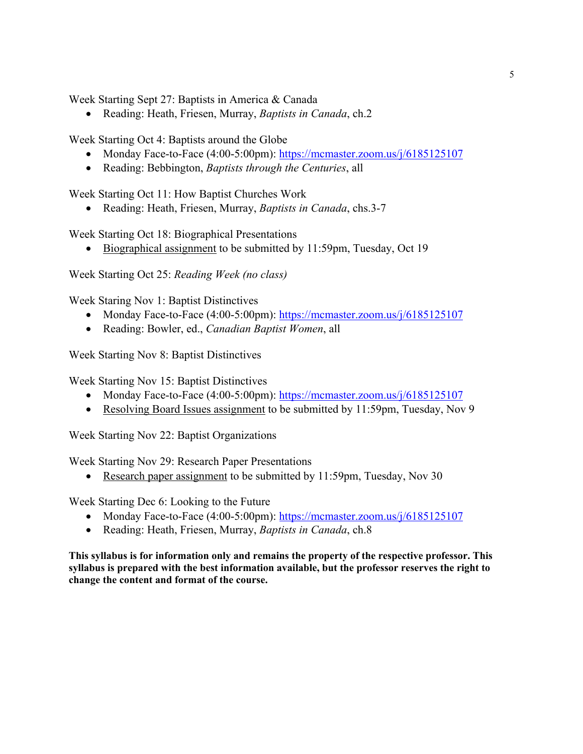Week Starting Sept 27: Baptists in America & Canada

- Reading: Heath, Friesen, Murray, *Baptists in Canada*, ch.2

Week Starting Oct 4: Baptists around the Globe

- Monday Face-to-Face (4:00-5:00pm): https://mcmaster.zoom.us/j/6185125107
- Reading: Bebbington, *Baptists through the Centuries*, all

Week Starting Oct 11: How Baptist Churches Work

- Reading: Heath, Friesen, Murray, *Baptists in Canada*, chs.3-7

Week Starting Oct 18: Biographical Presentations

- Biographical assignment to be submitted by 11:59pm, Tuesday, Oct 19

Week Starting Oct 25: *Reading Week (no class)*

Week Staring Nov 1: Baptist Distinctives

- Monday Face-to-Face (4:00-5:00pm): https://mcmaster.zoom.us/j/6185125107
- Reading: Bowler, ed., *Canadian Baptist Women*, all

Week Starting Nov 8: Baptist Distinctives

Week Starting Nov 15: Baptist Distinctives

- Monday Face-to-Face (4:00-5:00pm): https://mcmaster.zoom.us/j/6185125107
- Resolving Board Issues assignment to be submitted by 11:59pm, Tuesday, Nov 9

Week Starting Nov 22: Baptist Organizations

Week Starting Nov 29: Research Paper Presentations

- Research paper assignment to be submitted by 11:59pm, Tuesday, Nov 30

Week Starting Dec 6: Looking to the Future

- Monday Face-to-Face (4:00-5:00pm): https://mcmaster.zoom.us/j/6185125107
- Reading: Heath, Friesen, Murray, *Baptists in Canada*, ch.8

**This syllabus is for information only and remains the property of the respective professor. This syllabus is prepared with the best information available, but the professor reserves the right to change the content and format of the course.**